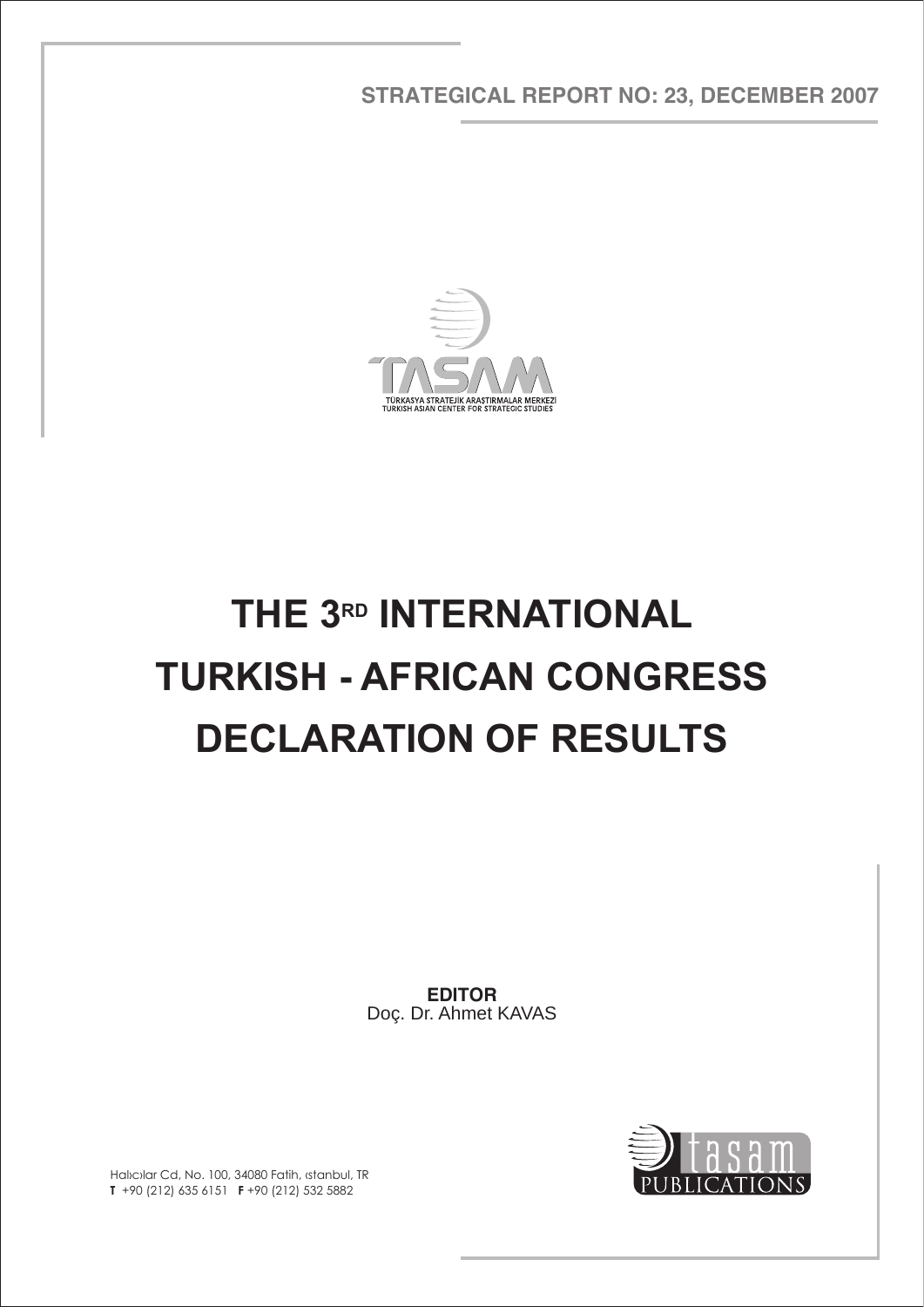**STRATEGICAL REPORT NO: 23, DECEMBER 2007**

TASAM

TÜRKASYA STRATEJİK ARAŞTIRMALAR MERKEZİ
TURKISH ASIAN CENTER FOR STRATEGIC STUDIES

# THE 3RD INTERNATIONAL TURKISH - AFRICAN CONGRESS DECLARATION OF RESULTS

**EDITOR**
Doç. Dr. Ahmet KAVAS

Halıcılar Cd, No. 100, 34080 Fatih, ıstanbul, TR
**T** +90 (212) 635 6151 **F** +90 (212) 532 5882

tasam PUBLICATIONS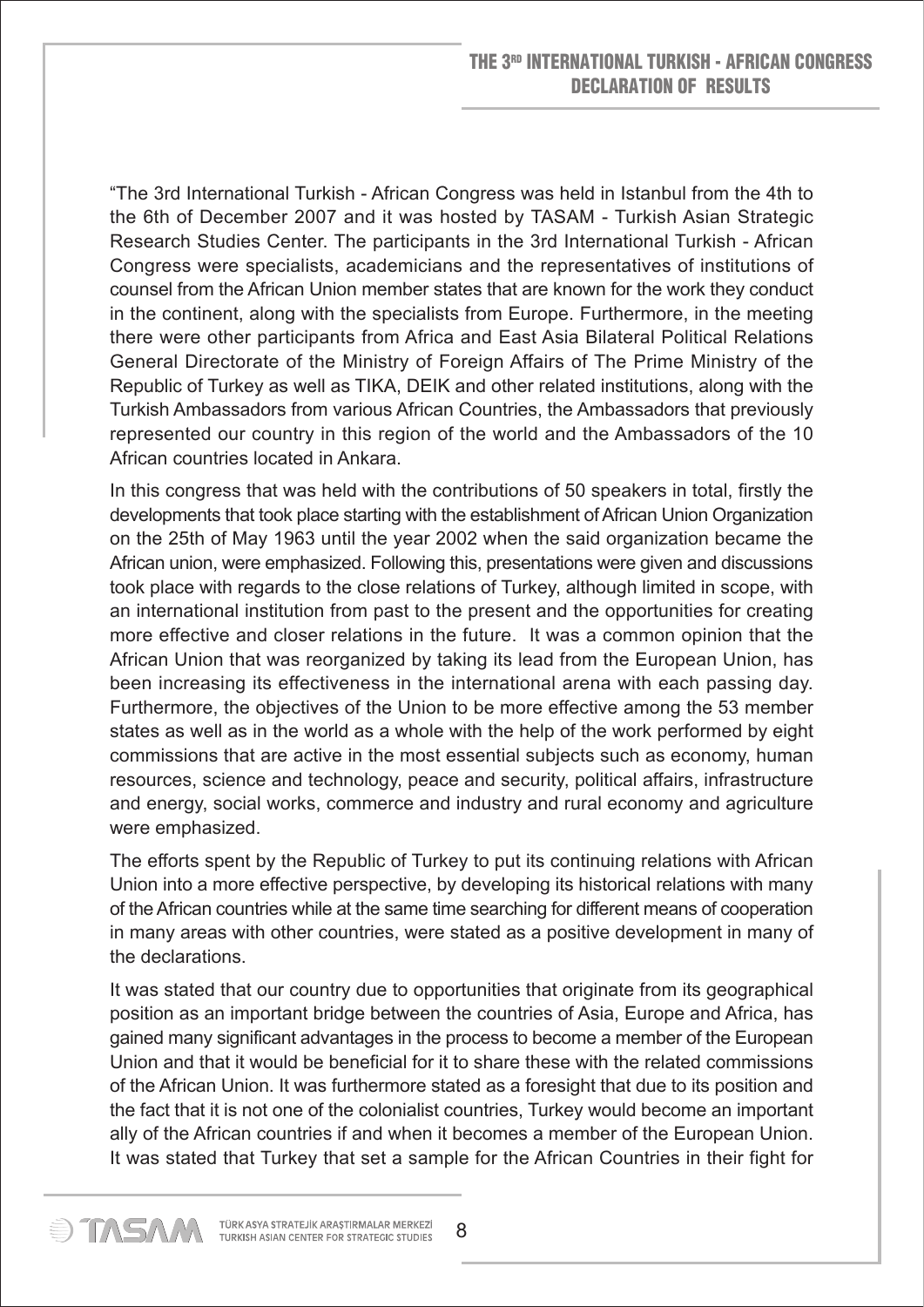## THE 3RD INTERNATIONAL TURKISH - AFRICAN CONGRESS DECLARATION OF RESULTS

"The 3rd International Turkish - African Congress was held in Istanbul from the 4th to the 6th of December 2007 and it was hosted by TASAM - Turkish Asian Strategic Research Studies Center. The participants in the 3rd International Turkish - African Congress were specialists, academicians and the representatives of institutions of counsel from the African Union member states that are known for the work they conduct in the continent, along with the specialists from Europe. Furthermore, in the meeting there were other participants from Africa and East Asia Bilateral Political Relations General Directorate of the Ministry of Foreign Affairs of The Prime Ministry of the Republic of Turkey as well as TIKA, DEIK and other related institutions, along with the Turkish Ambassadors from various African Countries, the Ambassadors that previously represented our country in this region of the world and the Ambassadors of the 10 African countries located in Ankara.

In this congress that was held with the contributions of 50 speakers in total, firstly the developments that took place starting with the establishment of African Union Organization on the 25th of May 1963 until the year 2002 when the said organization became the African union, were emphasized. Following this, presentations were given and discussions took place with regards to the close relations of Turkey, although limited in scope, with an international institution from past to the present and the opportunities for creating more effective and closer relations in the future. It was a common opinion that the African Union that was reorganized by taking its lead from the European Union, has been increasing its effectiveness in the international arena with each passing day. Furthermore, the objectives of the Union to be more effective among the 53 member states as well as in the world as a whole with the help of the work performed by eight commissions that are active in the most essential subjects such as economy, human resources, science and technology, peace and security, political affairs, infrastructure and energy, social works, commerce and industry and rural economy and agriculture were emphasized.

The efforts spent by the Republic of Turkey to put its continuing relations with African Union into a more effective perspective, by developing its historical relations with many of the African countries while at the same time searching for different means of cooperation in many areas with other countries, were stated as a positive development in many of the declarations.

It was stated that our country due to opportunities that originate from its geographical position as an important bridge between the countries of Asia, Europe and Africa, has gained many significant advantages in the process to become a member of the European Union and that it would be beneficial for it to share these with the related commissions of the African Union. It was furthermore stated as a foresight that due to its position and the fact that it is not one of the colonialist countries, Turkey would become an important ally of the African countries if and when it becomes a member of the European Union. It was stated that Turkey that set a sample for the African Countries in their fight for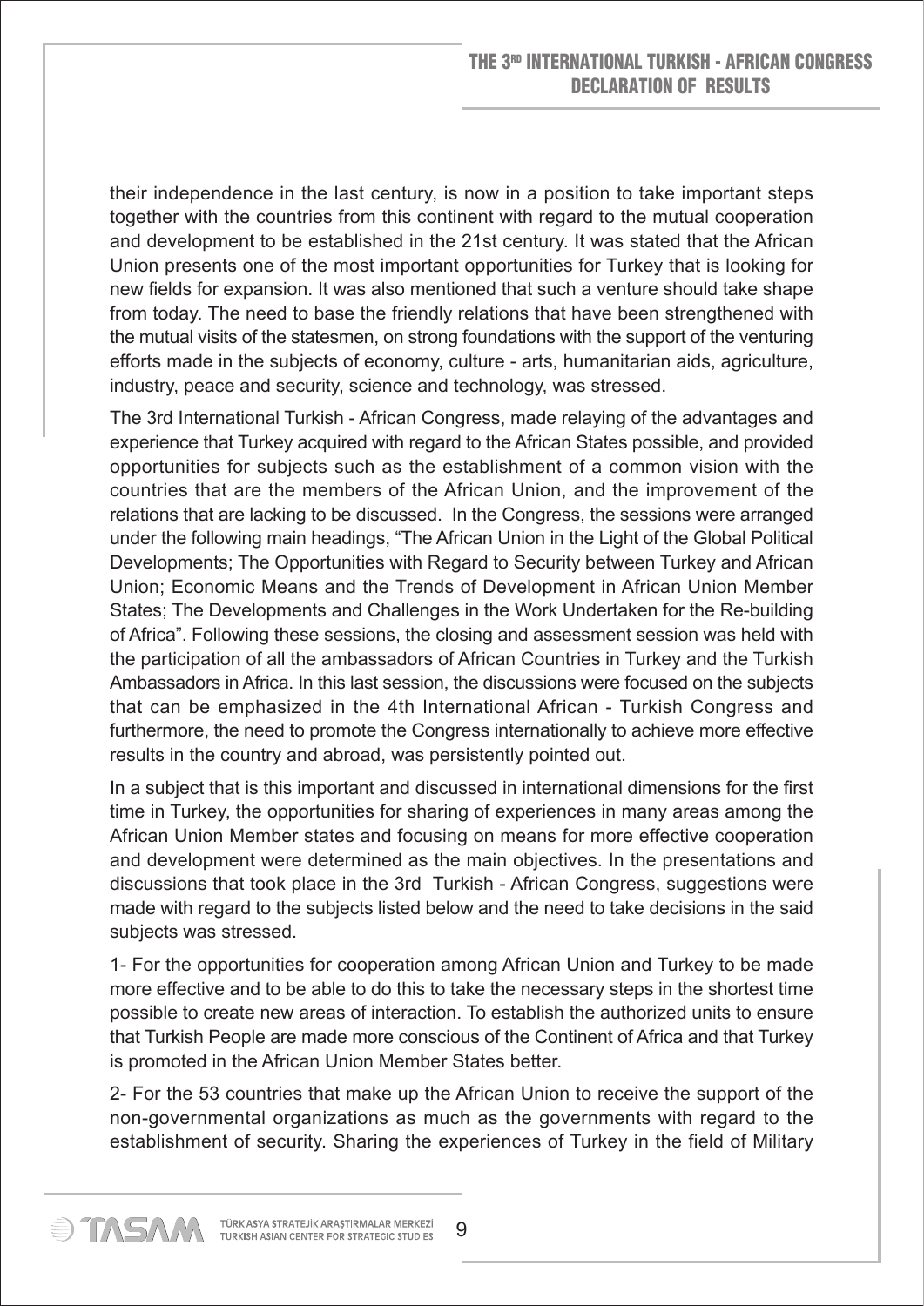their independence in the last century, is now in a position to take important steps together with the countries from this continent with regard to the mutual cooperation and development to be established in the 21st century. It was stated that the African Union presents one of the most important opportunities for Turkey that is looking for new fields for expansion. It was also mentioned that such a venture should take shape from today. The need to base the friendly relations that have been strengthened with the mutual visits of the statesmen, on strong foundations with the support of the venturing efforts made in the subjects of economy, culture - arts, humanitarian aids, agriculture, industry, peace and security, science and technology, was stressed.

The 3rd International Turkish - African Congress, made relaying of the advantages and experience that Turkey acquired with regard to the African States possible, and provided opportunities for subjects such as the establishment of a common vision with the countries that are the members of the African Union, and the improvement of the relations that are lacking to be discussed. In the Congress, the sessions were arranged under the following main headings, "The African Union in the Light of the Global Political Developments; The Opportunities with Regard to Security between Turkey and African Union; Economic Means and the Trends of Development in African Union Member States; The Developments and Challenges in the Work Undertaken for the Re-building of Africa". Following these sessions, the closing and assessment session was held with the participation of all the ambassadors of African Countries in Turkey and the Turkish Ambassadors in Africa. In this last session, the discussions were focused on the subjects that can be emphasized in the 4th International African - Turkish Congress and furthermore, the need to promote the Congress internationally to achieve more effective results in the country and abroad, was persistently pointed out.

In a subject that is this important and discussed in international dimensions for the first time in Turkey, the opportunities for sharing of experiences in many areas among the African Union Member states and focusing on means for more effective cooperation and development were determined as the main objectives. In the presentations and discussions that took place in the 3rd Turkish - African Congress, suggestions were made with regard to the subjects listed below and the need to take decisions in the said subjects was stressed.

1- For the opportunities for cooperation among African Union and Turkey to be made more effective and to be able to do this to take the necessary steps in the shortest time possible to create new areas of interaction. To establish the authorized units to ensure that Turkish People are made more conscious of the Continent of Africa and that Turkey is promoted in the African Union Member States better.

2- For the 53 countries that make up the African Union to receive the support of the non-governmental organizations as much as the governments with regard to the establishment of security. Sharing the experiences of Turkey in the field of Military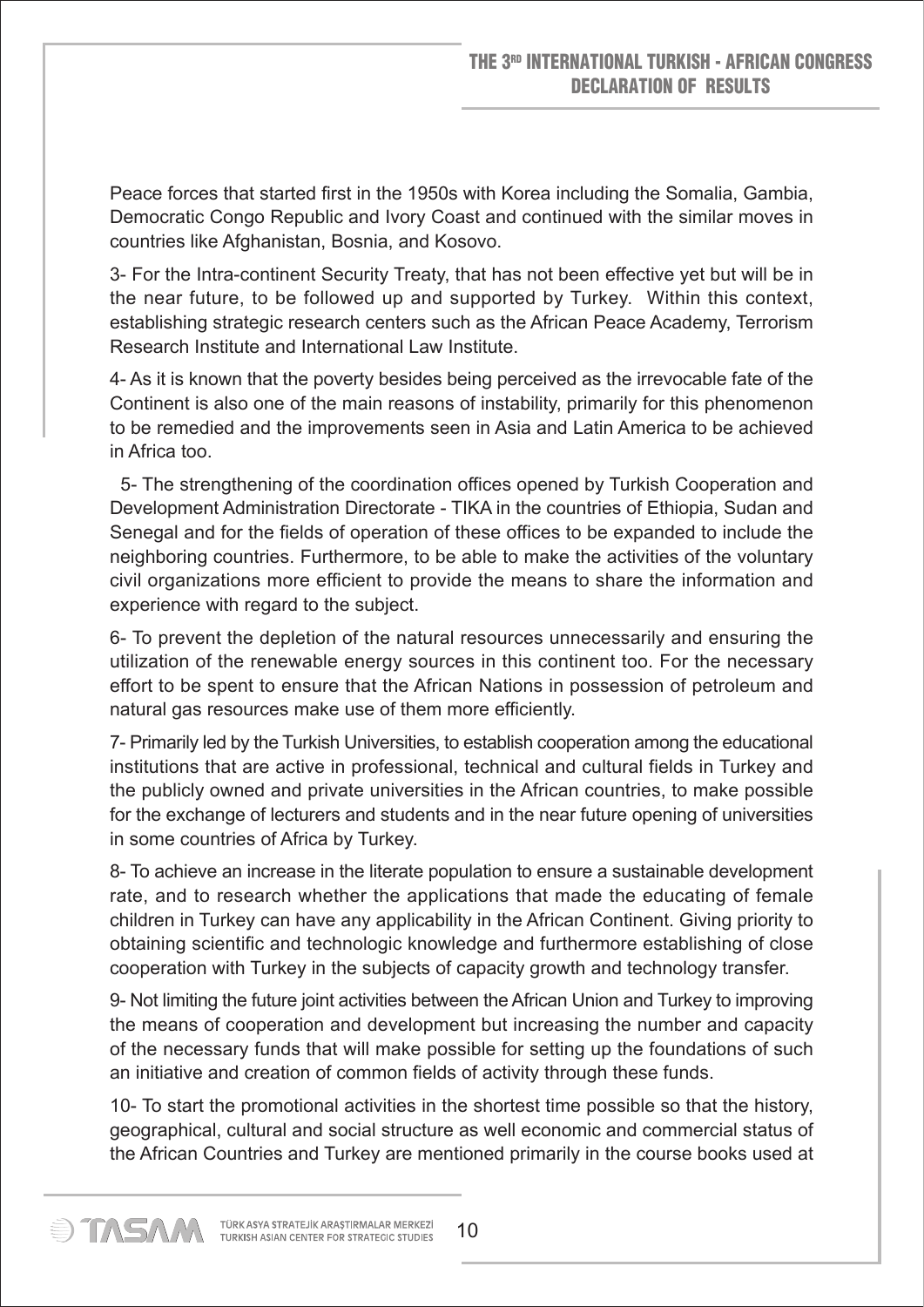Peace forces that started first in the 1950s with Korea including the Somalia, Gambia, Democratic Congo Republic and Ivory Coast and continued with the similar moves in countries like Afghanistan, Bosnia, and Kosovo.

3- For the Intra-continent Security Treaty, that has not been effective yet but will be in the near future, to be followed up and supported by Turkey. Within this context, establishing strategic research centers such as the African Peace Academy, Terrorism Research Institute and International Law Institute.

4- As it is known that the poverty besides being perceived as the irrevocable fate of the Continent is also one of the main reasons of instability, primarily for this phenomenon to be remedied and the improvements seen in Asia and Latin America to be achieved in Africa too.

5- The strengthening of the coordination offices opened by Turkish Cooperation and Development Administration Directorate - TIKA in the countries of Ethiopia, Sudan and Senegal and for the fields of operation of these offices to be expanded to include the neighboring countries. Furthermore, to be able to make the activities of the voluntary civil organizations more efficient to provide the means to share the information and experience with regard to the subject.

6- To prevent the depletion of the natural resources unnecessarily and ensuring the utilization of the renewable energy sources in this continent too. For the necessary effort to be spent to ensure that the African Nations in possession of petroleum and natural gas resources make use of them more efficiently.

7- Primarily led by the Turkish Universities, to establish cooperation among the educational institutions that are active in professional, technical and cultural fields in Turkey and the publicly owned and private universities in the African countries, to make possible for the exchange of lecturers and students and in the near future opening of universities in some countries of Africa by Turkey.

8- To achieve an increase in the literate population to ensure a sustainable development rate, and to research whether the applications that made the educating of female children in Turkey can have any applicability in the African Continent. Giving priority to obtaining scientific and technologic knowledge and furthermore establishing of close cooperation with Turkey in the subjects of capacity growth and technology transfer.

9- Not limiting the future joint activities between the African Union and Turkey to improving the means of cooperation and development but increasing the number and capacity of the necessary funds that will make possible for setting up the foundations of such an initiative and creation of common fields of activity through these funds.

10- To start the promotional activities in the shortest time possible so that the history, geographical, cultural and social structure as well economic and commercial status of the African Countries and Turkey are mentioned primarily in the course books used at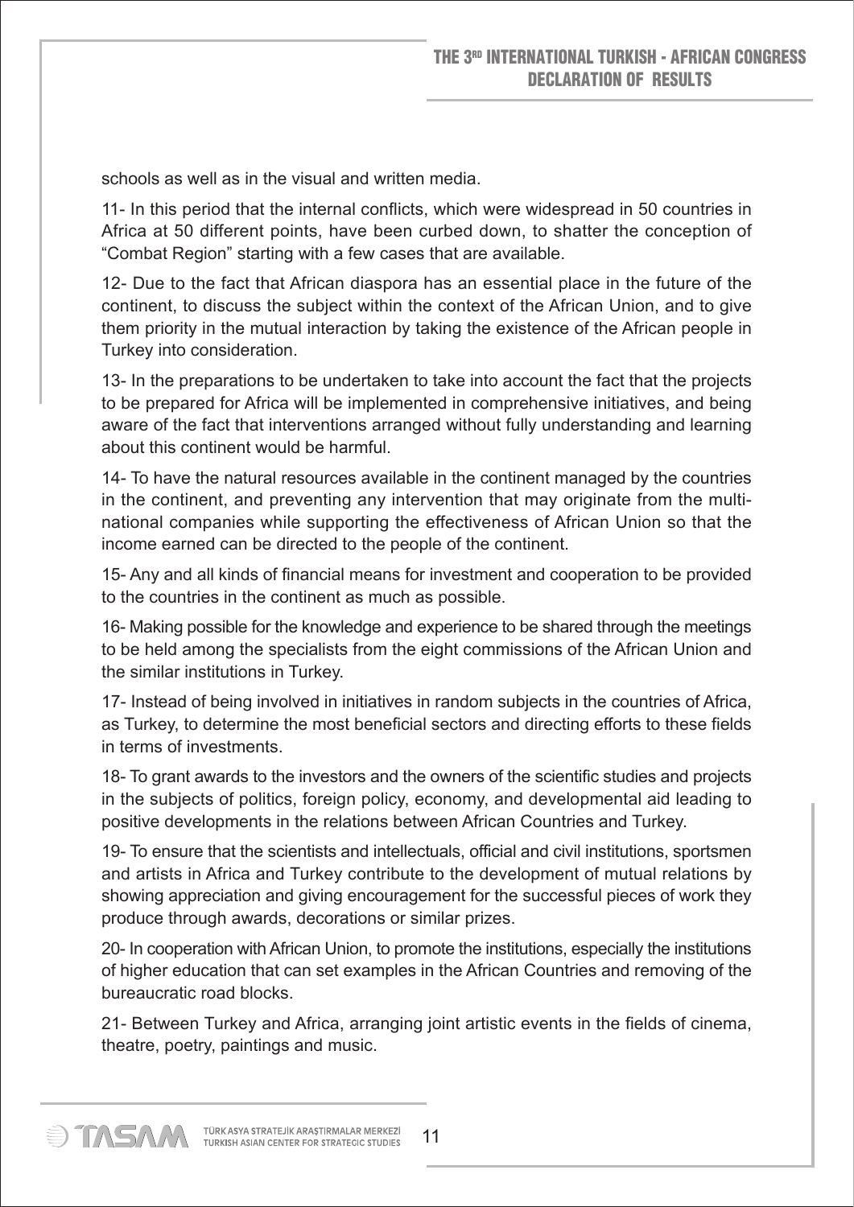schools as well as in the visual and written media.

11- In this period that the internal conflicts, which were widespread in 50 countries in Africa at 50 different points, have been curbed down, to shatter the conception of "Combat Region" starting with a few cases that are available.

12- Due to the fact that African diaspora has an essential place in the future of the continent, to discuss the subject within the context of the African Union, and to give them priority in the mutual interaction by taking the existence of the African people in Turkey into consideration.

13- In the preparations to be undertaken to take into account the fact that the projects to be prepared for Africa will be implemented in comprehensive initiatives, and being aware of the fact that interventions arranged without fully understanding and learning about this continent would be harmful.

14- To have the natural resources available in the continent managed by the countries in the continent, and preventing any intervention that may originate from the multi-national companies while supporting the effectiveness of African Union so that the income earned can be directed to the people of the continent.

15- Any and all kinds of financial means for investment and cooperation to be provided to the countries in the continent as much as possible.

16- Making possible for the knowledge and experience to be shared through the meetings to be held among the specialists from the eight commissions of the African Union and the similar institutions in Turkey.

17- Instead of being involved in initiatives in random subjects in the countries of Africa, as Turkey, to determine the most beneficial sectors and directing efforts to these fields in terms of investments.

18- To grant awards to the investors and the owners of the scientific studies and projects in the subjects of politics, foreign policy, economy, and developmental aid leading to positive developments in the relations between African Countries and Turkey.

19- To ensure that the scientists and intellectuals, official and civil institutions, sportsmen and artists in Africa and Turkey contribute to the development of mutual relations by showing appreciation and giving encouragement for the successful pieces of work they produce through awards, decorations or similar prizes.

20- In cooperation with African Union, to promote the institutions, especially the institutions of higher education that can set examples in the African Countries and removing of the bureaucratic road blocks.

21- Between Turkey and Africa, arranging joint artistic events in the fields of cinema, theatre, poetry, paintings and music.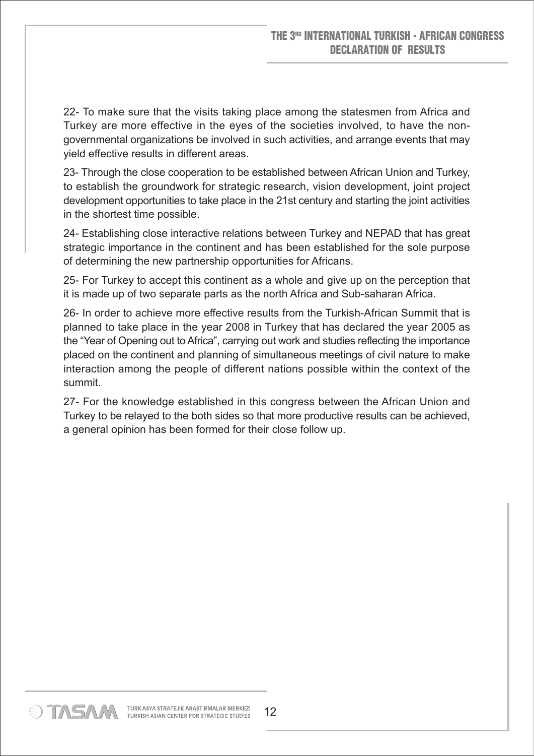22- To make sure that the visits taking place among the statesmen from Africa and Turkey are more effective in the eyes of the societies involved, to have the non-governmental organizations be involved in such activities, and arrange events that may yield effective results in different areas.

23- Through the close cooperation to be established between African Union and Turkey, to establish the groundwork for strategic research, vision development, joint project development opportunities to take place in the 21st century and starting the joint activities in the shortest time possible.

24- Establishing close interactive relations between Turkey and NEPAD that has great strategic importance in the continent and has been established for the sole purpose of determining the new partnership opportunities for Africans.

25- For Turkey to accept this continent as a whole and give up on the perception that it is made up of two separate parts as the north Africa and Sub-saharan Africa.

26- In order to achieve more effective results from the Turkish-African Summit that is planned to take place in the year 2008 in Turkey that has declared the year 2005 as the "Year of Opening out to Africa", carrying out work and studies reflecting the importance placed on the continent and planning of simultaneous meetings of civil nature to make interaction among the people of different nations possible within the context of the summit.

27- For the knowledge established in this congress between the African Union and Turkey to be relayed to the both sides so that more productive results can be achieved, a general opinion has been formed for their close follow up.